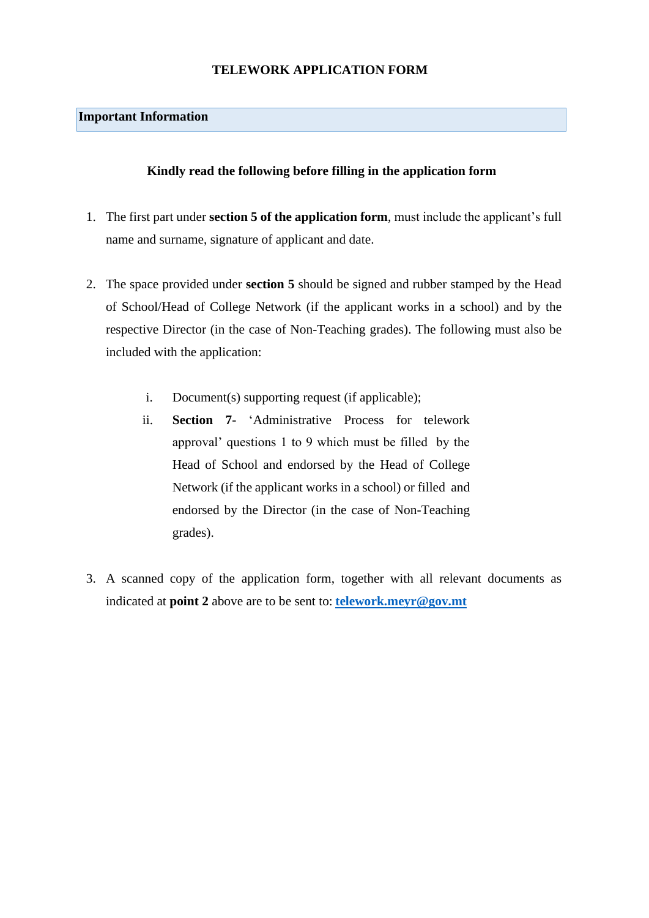# TELEWORK APPLICATION FORM

## Important Information

**Kindly read the following before filling in the application form**

1. The first part under **section 5 of the application form**, must include the applicant's full name and surname, signature of applicant and date.

2. The space provided under **section 5** should be signed and rubber stamped by the Head of School/Head of College Network (if the applicant works in a school) and by the respective Director (in the case of Non-Teaching grades). The following must also be included with the application:

   i. Document(s) supporting request (if applicable);

   ii. **Section 7**- 'Administrative Process for telework approval' questions 1 to 9 which must be filled by the Head of School and endorsed by the Head of College Network (if the applicant works in a school) or filled and endorsed by the Director (in the case of Non-Teaching grades).

3. A scanned copy of the application form, together with all relevant documents as indicated at **point 2** above are to be sent to: **telework.meyr@gov.mt**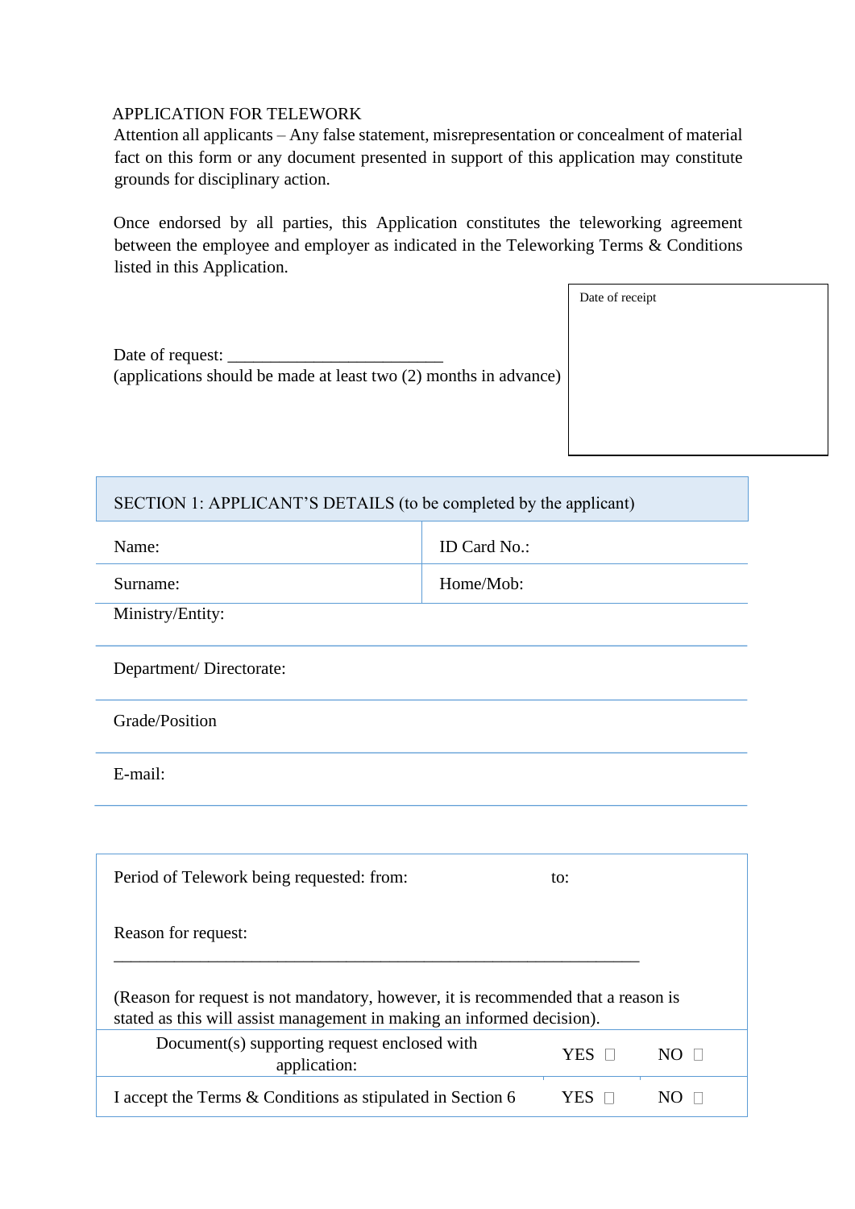APPLICATION FOR TELEWORK

Attention all applicants – Any false statement, misrepresentation or concealment of material fact on this form or any document presented in support of this application may constitute grounds for disciplinary action.

Once endorsed by all parties, this Application constitutes the teleworking agreement between the employee and employer as indicated in the Teleworking Terms & Conditions listed in this Application.

| Date of receipt |
|---|
| |

Date of request: ________________________

(applications should be made at least two (2) months in advance)

| SECTION 1: APPLICANT'S DETAILS (to be completed by the applicant) | |
|---|---|
| Name: | ID Card No.: |
| Surname: | Home/Mob: |
| Ministry/Entity: | |
| Department/ Directorate: | |
| Grade/Position | |
| E-mail: | |

| Period of Telework being requested: from: to: | | |
|---|---|---|
| Reason for request: ____________________________________________________________ (Reason for request is not mandatory, however, it is recommended that a reason is stated as this will assist management in making an informed decision). | | |
| Document(s) supporting request enclosed with application: | YES ☐ | NO ☐ |
| I accept the Terms & Conditions as stipulated in Section 6 | YES ☐ | NO ☐ |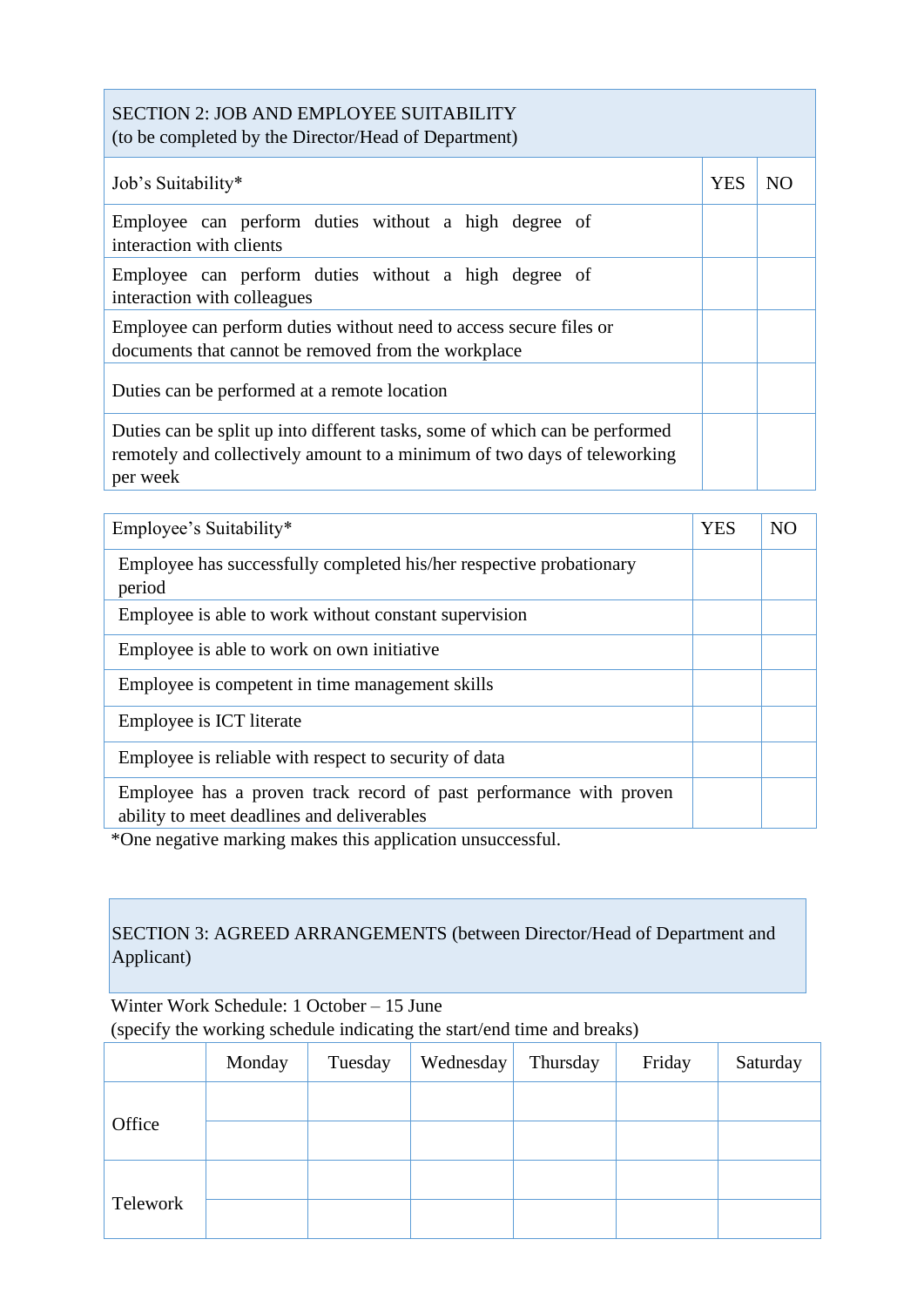## SECTION 2: JOB AND EMPLOYEE SUITABILITY
(to be completed by the Director/Head of Department)

| Job's Suitability* | YES | NO |
|---|---|---|
| Employee can perform duties without a high degree of interaction with clients | | |
| Employee can perform duties without a high degree of interaction with colleagues | | |
| Employee can perform duties without need to access secure files or documents that cannot be removed from the workplace | | |
| Duties can be performed at a remote location | | |
| Duties can be split up into different tasks, some of which can be performed remotely and collectively amount to a minimum of two days of teleworking per week | | |

| Employee's Suitability* | YES | NO |
|---|---|---|
| Employee has successfully completed his/her respective probationary period | | |
| Employee is able to work without constant supervision | | |
| Employee is able to work on own initiative | | |
| Employee is competent in time management skills | | |
| Employee is ICT literate | | |
| Employee is reliable with respect to security of data | | |
| Employee has a proven track record of past performance with proven ability to meet deadlines and deliverables | | |

*One negative marking makes this application unsuccessful.

## SECTION 3: AGREED ARRANGEMENTS (between Director/Head of Department and Applicant)

Winter Work Schedule: 1 October – 15 June
(specify the working schedule indicating the start/end time and breaks)

| | Monday | Tuesday | Wednesday | Thursday | Friday | Saturday |
|---|---|---|---|---|---|---|
| Office | | | | | | |
| | | | | | | |
| Telework | | | | | | |
| | | | | | | |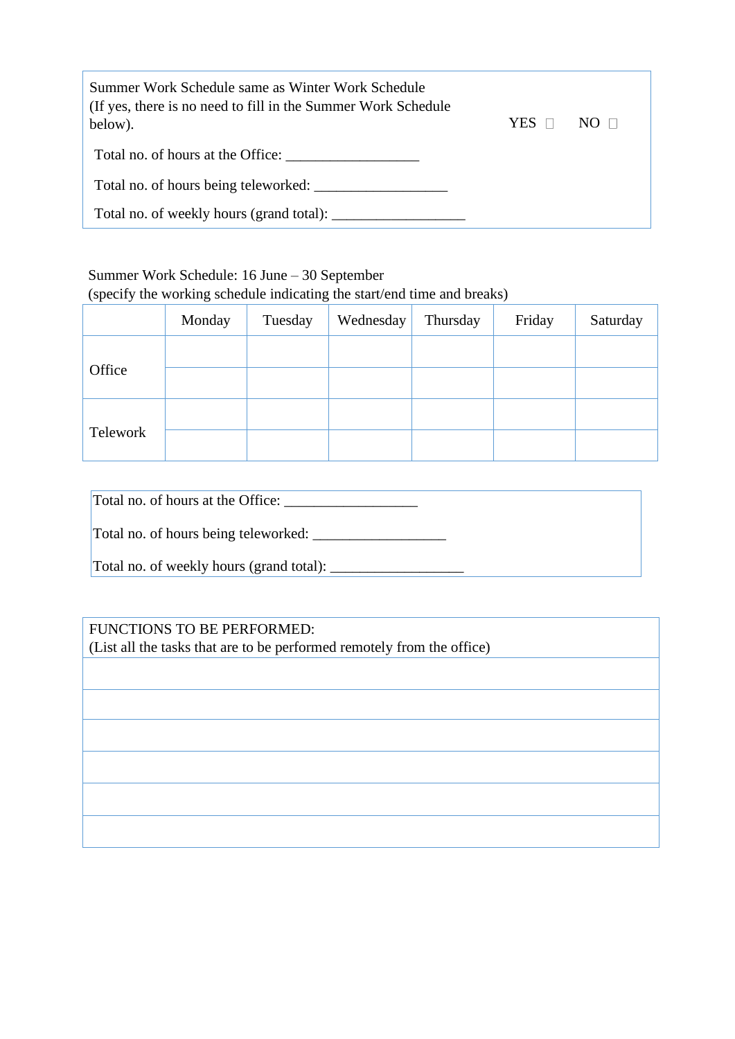Summer Work Schedule same as Winter Work Schedule
(If yes, there is no need to fill in the Summer Work Schedule below). YES ☐ NO ☐

Total no. of hours at the Office: __________________

Total no. of hours being teleworked: __________________

Total no. of weekly hours (grand total): __________________

Summer Work Schedule: 16 June – 30 September
(specify the working schedule indicating the start/end time and breaks)

| | Monday | Tuesday | Wednesday | Thursday | Friday | Saturday |
|---|---|---|---|---|---|---|
| Office | | | | | | |
| | | | | | | |
| Telework | | | | | | |
| | | | | | | |

Total no. of hours at the Office: __________________

Total no. of hours being teleworked: __________________

Total no. of weekly hours (grand total): __________________

| FUNCTIONS TO BE PERFORMED:<br>(List all the tasks that are to be performed remotely from the office) |
|---|
| |
| |
| |
| |
| |
| |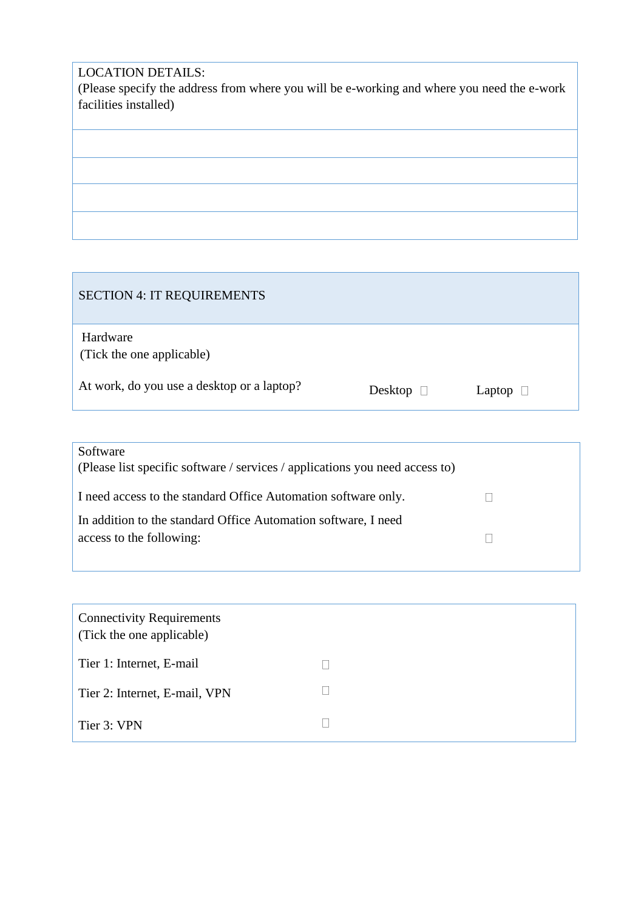| LOCATION DETAILS: (Please specify the address from where you will be e-working and where you need the e-work facilities installed) |
| --- |
| |
| |
| |
| |

| SECTION 4: IT REQUIREMENTS | | |
| --- | --- | --- |
| Hardware (Tick the one applicable) | | |
| At work, do you use a desktop or a laptop? | Desktop ☐ | Laptop ☐ |

| Software (Please list specific software / services / applications you need access to) | |
| --- | --- |
| I need access to the standard Office Automation software only. | ☐ |
| In addition to the standard Office Automation software, I need access to the following: | ☐ |

| Connectivity Requirements (Tick the one applicable) | |
| --- | --- |
| Tier 1: Internet, E-mail | ☐ |
| Tier 2: Internet, E-mail, VPN | ☐ |
| Tier 3: VPN | ☐ |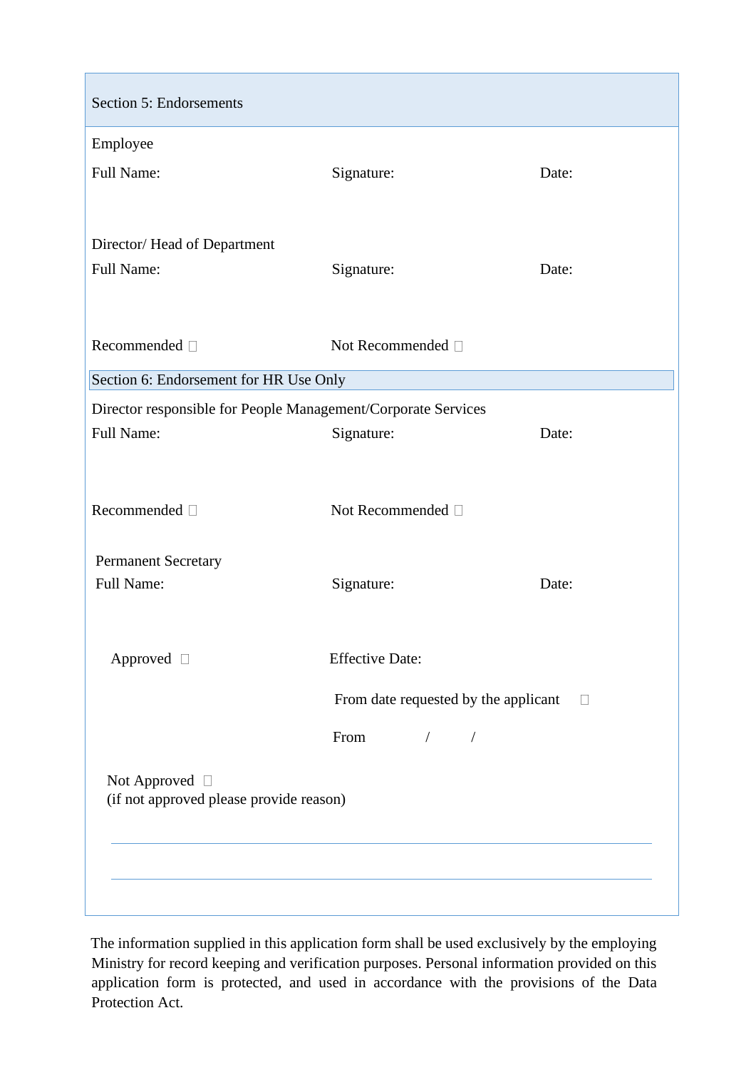## Section 5: Endorsements

Employee

Full Name: Signature: Date:

Director/ Head of Department

Full Name: Signature: Date:

Recommended ☐ Not Recommended ☐

## Section 6: Endorsement for HR Use Only

Director responsible for People Management/Corporate Services

Full Name: Signature: Date:

Recommended ☐ Not Recommended ☐

Permanent Secretary

Full Name: Signature: Date:

Approved ☐ Effective Date:

From date requested by the applicant ☐

From / /

Not Approved ☐
(if not approved please provide reason)

_______________________________________________

_______________________________________________

The information supplied in this application form shall be used exclusively by the employing Ministry for record keeping and verification purposes. Personal information provided on this application form is protected, and used in accordance with the provisions of the Data Protection Act.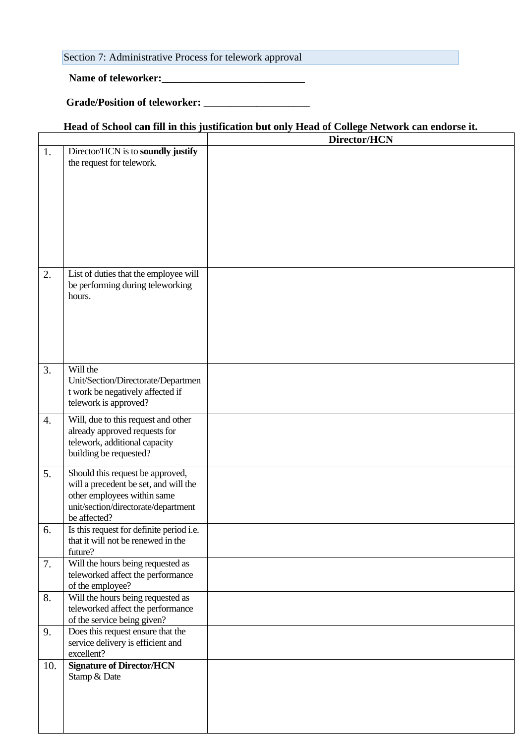## Section 7: Administrative Process for telework approval

**Name of teleworker:___________________________**

**Grade/Position of teleworker: ____________________**

**Head of School can fill in this justification but only Head of College Network can endorse it.**

| | | **Director/HCN** |
|---|---|---|
| 1. | Director/HCN is to **soundly justify** the request for telework. | |
| 2. | List of duties that the employee will be performing during teleworking hours. | |
| 3. | Will the Unit/Section/Directorate/Department work be negatively affected if telework is approved? | |
| 4. | Will, due to this request and other already approved requests for telework, additional capacity building be requested? | |
| 5. | Should this request be approved, will a precedent be set, and will the other employees within same unit/section/directorate/department be affected? | |
| 6. | Is this request for definite period i.e. that it will not be renewed in the future? | |
| 7. | Will the hours being requested as teleworked affect the performance of the employee? | |
| 8. | Will the hours being requested as teleworked affect the performance of the service being given? | |
| 9. | Does this request ensure that the service delivery is efficient and excellent? | |
| 10. | **Signature of Director/HCN** Stamp & Date | |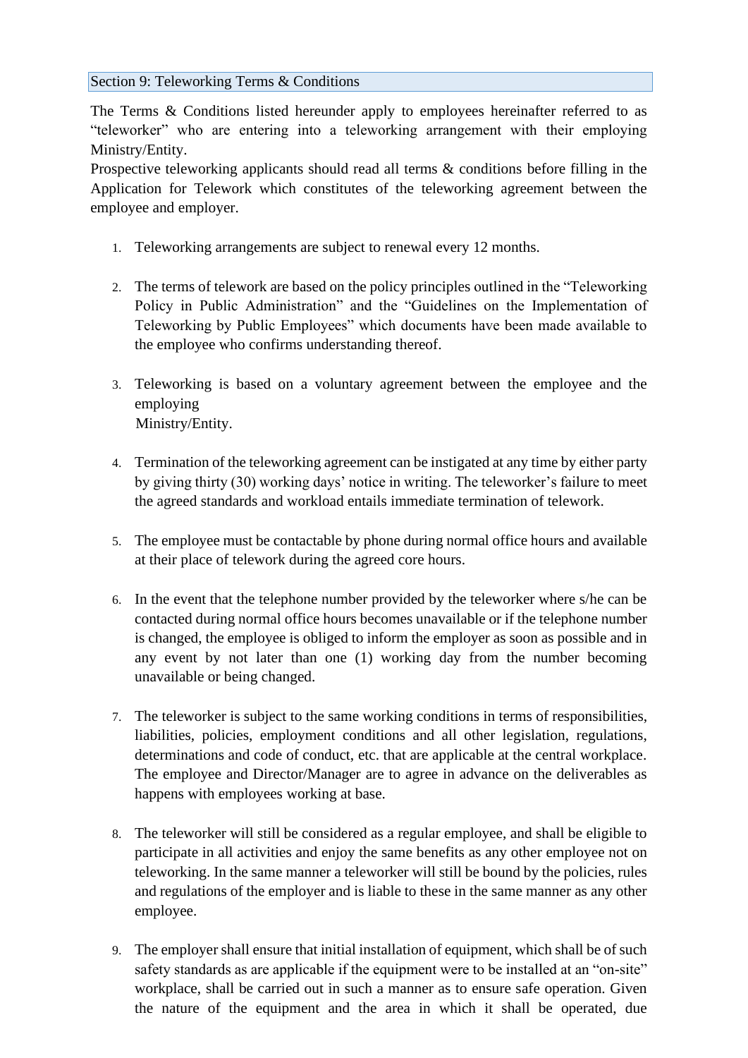## Section 9: Teleworking Terms & Conditions

The Terms & Conditions listed hereunder apply to employees hereinafter referred to as "teleworker" who are entering into a teleworking arrangement with their employing Ministry/Entity.
Prospective teleworking applicants should read all terms & conditions before filling in the Application for Telework which constitutes of the teleworking agreement between the employee and employer.

1. Teleworking arrangements are subject to renewal every 12 months.

2. The terms of telework are based on the policy principles outlined in the "Teleworking Policy in Public Administration" and the "Guidelines on the Implementation of Teleworking by Public Employees" which documents have been made available to the employee who confirms understanding thereof.

3. Teleworking is based on a voluntary agreement between the employee and the employing
Ministry/Entity.

4. Termination of the teleworking agreement can be instigated at any time by either party by giving thirty (30) working days' notice in writing. The teleworker's failure to meet the agreed standards and workload entails immediate termination of telework.

5. The employee must be contactable by phone during normal office hours and available at their place of telework during the agreed core hours.

6. In the event that the telephone number provided by the teleworker where s/he can be contacted during normal office hours becomes unavailable or if the telephone number is changed, the employee is obliged to inform the employer as soon as possible and in any event by not later than one (1) working day from the number becoming unavailable or being changed.

7. The teleworker is subject to the same working conditions in terms of responsibilities, liabilities, policies, employment conditions and all other legislation, regulations, determinations and code of conduct, etc. that are applicable at the central workplace. The employee and Director/Manager are to agree in advance on the deliverables as happens with employees working at base.

8. The teleworker will still be considered as a regular employee, and shall be eligible to participate in all activities and enjoy the same benefits as any other employee not on teleworking. In the same manner a teleworker will still be bound by the policies, rules and regulations of the employer and is liable to these in the same manner as any other employee.

9. The employer shall ensure that initial installation of equipment, which shall be of such safety standards as are applicable if the equipment were to be installed at an "on-site" workplace, shall be carried out in such a manner as to ensure safe operation. Given the nature of the equipment and the area in which it shall be operated, due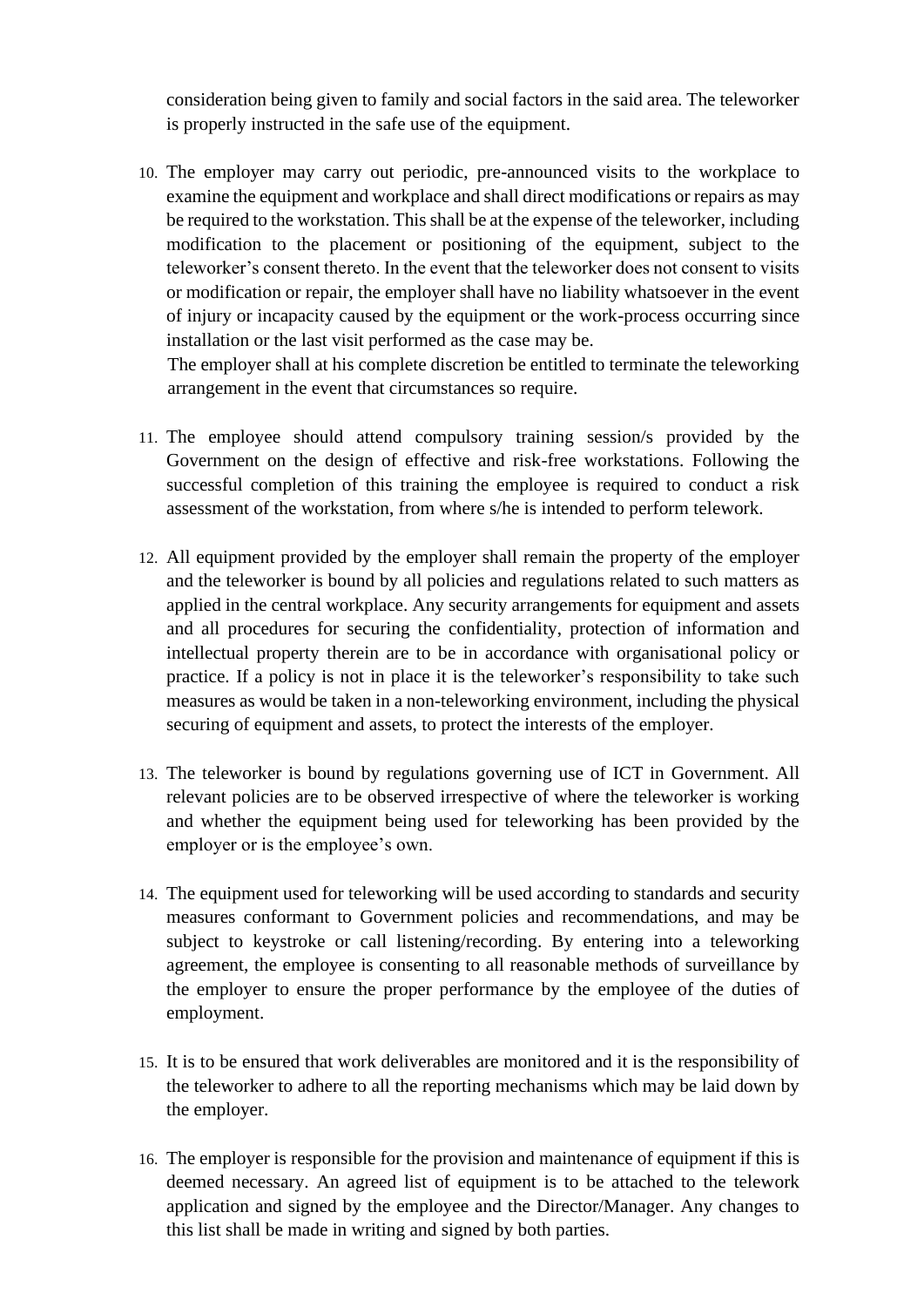consideration being given to family and social factors in the said area. The teleworker is properly instructed in the safe use of the equipment.

10. The employer may carry out periodic, pre-announced visits to the workplace to examine the equipment and workplace and shall direct modifications or repairs as may be required to the workstation. This shall be at the expense of the teleworker, including modification to the placement or positioning of the equipment, subject to the teleworker's consent thereto. In the event that the teleworker does not consent to visits or modification or repair, the employer shall have no liability whatsoever in the event of injury or incapacity caused by the equipment or the work-process occurring since installation or the last visit performed as the case may be.
    The employer shall at his complete discretion be entitled to terminate the teleworking arrangement in the event that circumstances so require.

11. The employee should attend compulsory training session/s provided by the Government on the design of effective and risk-free workstations. Following the successful completion of this training the employee is required to conduct a risk assessment of the workstation, from where s/he is intended to perform telework.

12. All equipment provided by the employer shall remain the property of the employer and the teleworker is bound by all policies and regulations related to such matters as applied in the central workplace. Any security arrangements for equipment and assets and all procedures for securing the confidentiality, protection of information and intellectual property therein are to be in accordance with organisational policy or practice. If a policy is not in place it is the teleworker's responsibility to take such measures as would be taken in a non-teleworking environment, including the physical securing of equipment and assets, to protect the interests of the employer.

13. The teleworker is bound by regulations governing use of ICT in Government. All relevant policies are to be observed irrespective of where the teleworker is working and whether the equipment being used for teleworking has been provided by the employer or is the employee's own.

14. The equipment used for teleworking will be used according to standards and security measures conformant to Government policies and recommendations, and may be subject to keystroke or call listening/recording. By entering into a teleworking agreement, the employee is consenting to all reasonable methods of surveillance by the employer to ensure the proper performance by the employee of the duties of employment.

15. It is to be ensured that work deliverables are monitored and it is the responsibility of the teleworker to adhere to all the reporting mechanisms which may be laid down by the employer.

16. The employer is responsible for the provision and maintenance of equipment if this is deemed necessary. An agreed list of equipment is to be attached to the telework application and signed by the employee and the Director/Manager. Any changes to this list shall be made in writing and signed by both parties.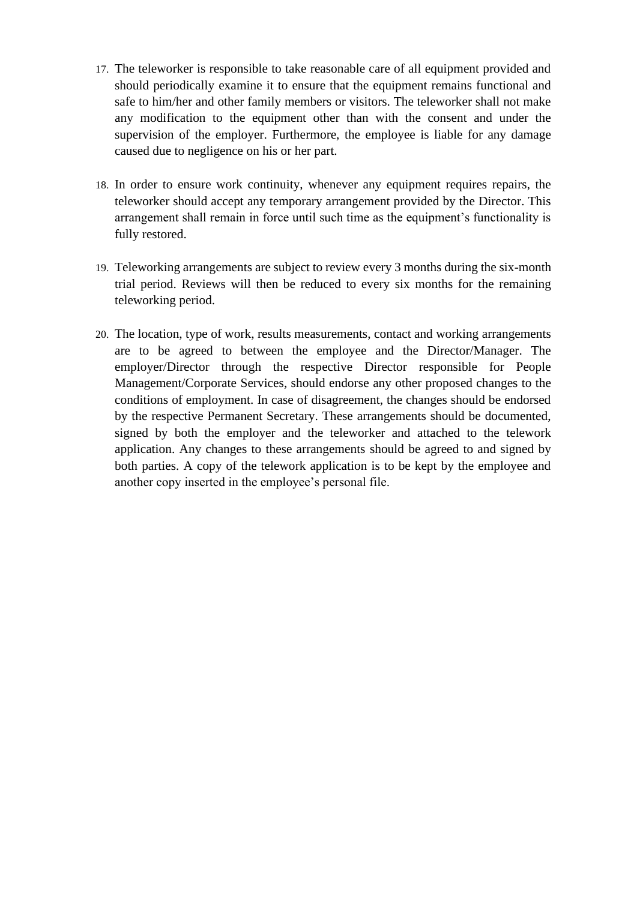17. The teleworker is responsible to take reasonable care of all equipment provided and should periodically examine it to ensure that the equipment remains functional and safe to him/her and other family members or visitors. The teleworker shall not make any modification to the equipment other than with the consent and under the supervision of the employer. Furthermore, the employee is liable for any damage caused due to negligence on his or her part.

18. In order to ensure work continuity, whenever any equipment requires repairs, the teleworker should accept any temporary arrangement provided by the Director. This arrangement shall remain in force until such time as the equipment's functionality is fully restored.

19. Teleworking arrangements are subject to review every 3 months during the six-month trial period. Reviews will then be reduced to every six months for the remaining teleworking period.

20. The location, type of work, results measurements, contact and working arrangements are to be agreed to between the employee and the Director/Manager. The employer/Director through the respective Director responsible for People Management/Corporate Services, should endorse any other proposed changes to the conditions of employment. In case of disagreement, the changes should be endorsed by the respective Permanent Secretary. These arrangements should be documented, signed by both the employer and the teleworker and attached to the telework application. Any changes to these arrangements should be agreed to and signed by both parties. A copy of the telework application is to be kept by the employee and another copy inserted in the employee's personal file.